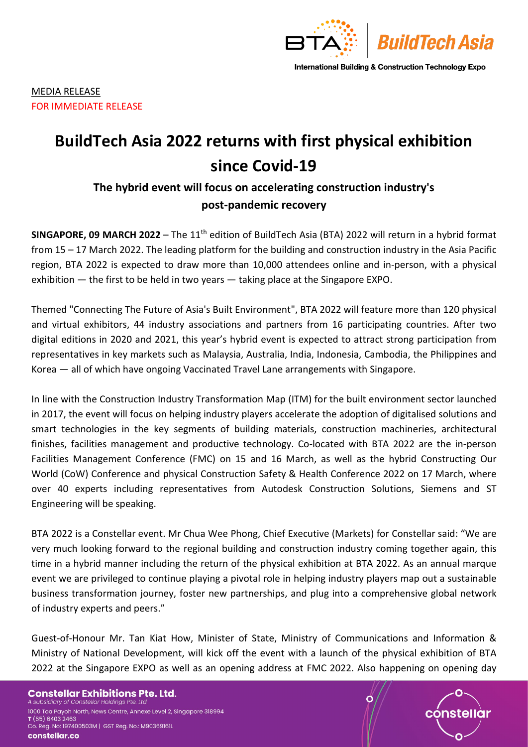MEDIA RELEASE
FOR IMMEDIATE RELEASE

# BuildTech Asia 2022 returns with first physical exhibition since Covid-19

## The hybrid event will focus on accelerating construction industry's post-pandemic recovery

**SINGAPORE, 09 MARCH 2022** – The 11th edition of BuildTech Asia (BTA) 2022 will return in a hybrid format from 15 – 17 March 2022. The leading platform for the building and construction industry in the Asia Pacific region, BTA 2022 is expected to draw more than 10,000 attendees online and in-person, with a physical exhibition — the first to be held in two years — taking place at the Singapore EXPO.

Themed "Connecting The Future of Asia's Built Environment", BTA 2022 will feature more than 120 physical and virtual exhibitors, 44 industry associations and partners from 16 participating countries. After two digital editions in 2020 and 2021, this year's hybrid event is expected to attract strong participation from representatives in key markets such as Malaysia, Australia, India, Indonesia, Cambodia, the Philippines and Korea — all of which have ongoing Vaccinated Travel Lane arrangements with Singapore.

In line with the Construction Industry Transformation Map (ITM) for the built environment sector launched in 2017, the event will focus on helping industry players accelerate the adoption of digitalised solutions and smart technologies in the key segments of building materials, construction machineries, architectural finishes, facilities management and productive technology. Co-located with BTA 2022 are the in-person Facilities Management Conference (FMC) on 15 and 16 March, as well as the hybrid Constructing Our World (CoW) Conference and physical Construction Safety & Health Conference 2022 on 17 March, where over 40 experts including representatives from Autodesk Construction Solutions, Siemens and ST Engineering will be speaking.

BTA 2022 is a Constellar event. Mr Chua Wee Phong, Chief Executive (Markets) for Constellar said: "We are very much looking forward to the regional building and construction industry coming together again, this time in a hybrid manner including the return of the physical exhibition at BTA 2022. As an annual marque event we are privileged to continue playing a pivotal role in helping industry players map out a sustainable business transformation journey, foster new partnerships, and plug into a comprehensive global network of industry experts and peers."

Guest-of-Honour Mr. Tan Kiat How, Minister of State, Ministry of Communications and Information & Ministry of National Development, will kick off the event with a launch of the physical exhibition of BTA 2022 at the Singapore EXPO as well as an opening address at FMC 2022. Also happening on opening day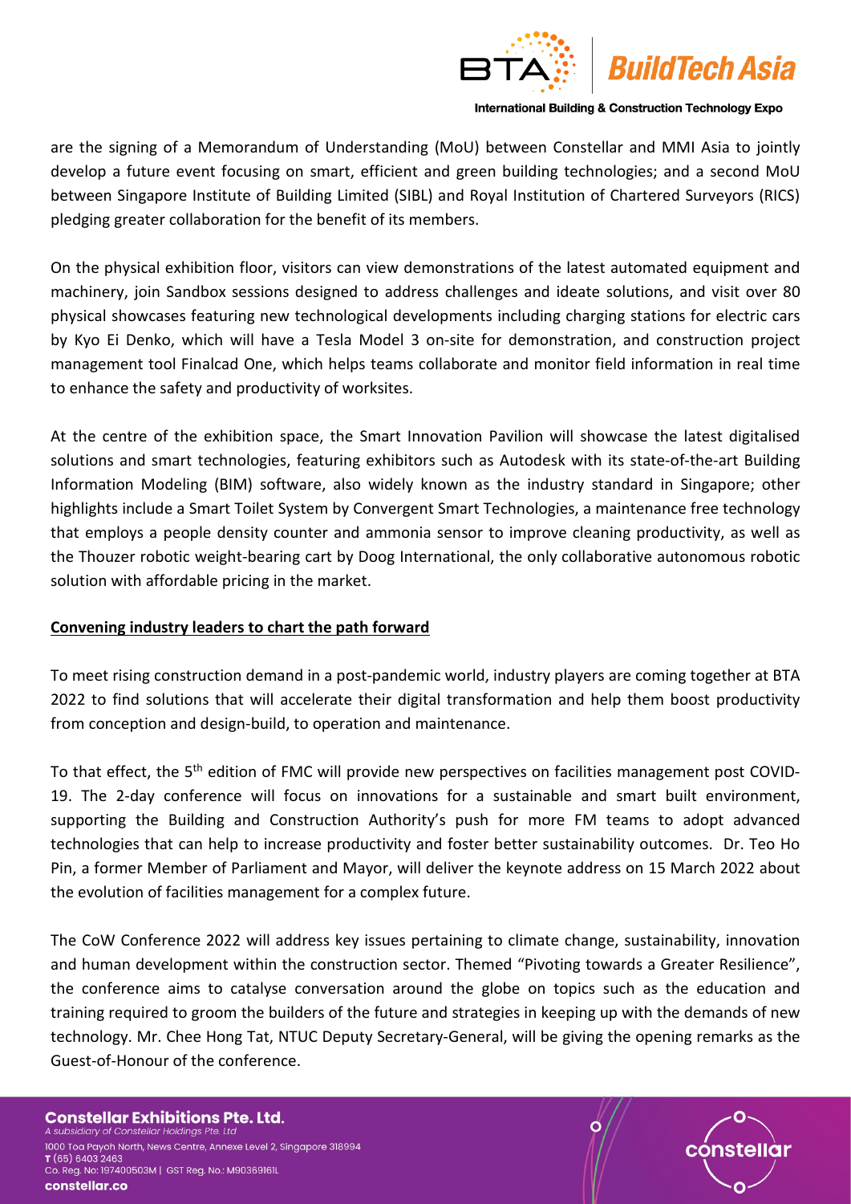are the signing of a Memorandum of Understanding (MoU) between Constellar and MMI Asia to jointly develop a future event focusing on smart, efficient and green building technologies; and a second MoU between Singapore Institute of Building Limited (SIBL) and Royal Institution of Chartered Surveyors (RICS) pledging greater collaboration for the benefit of its members.

On the physical exhibition floor, visitors can view demonstrations of the latest automated equipment and machinery, join Sandbox sessions designed to address challenges and ideate solutions, and visit over 80 physical showcases featuring new technological developments including charging stations for electric cars by Kyo Ei Denko, which will have a Tesla Model 3 on-site for demonstration, and construction project management tool Finalcad One, which helps teams collaborate and monitor field information in real time to enhance the safety and productivity of worksites.

At the centre of the exhibition space, the Smart Innovation Pavilion will showcase the latest digitalised solutions and smart technologies, featuring exhibitors such as Autodesk with its state-of-the-art Building Information Modeling (BIM) software, also widely known as the industry standard in Singapore; other highlights include a Smart Toilet System by Convergent Smart Technologies, a maintenance free technology that employs a people density counter and ammonia sensor to improve cleaning productivity, as well as the Thouzer robotic weight-bearing cart by Doog International, the only collaborative autonomous robotic solution with affordable pricing in the market.

**Convening industry leaders to chart the path forward**

To meet rising construction demand in a post-pandemic world, industry players are coming together at BTA 2022 to find solutions that will accelerate their digital transformation and help them boost productivity from conception and design-build, to operation and maintenance.

To that effect, the 5th edition of FMC will provide new perspectives on facilities management post COVID-19. The 2-day conference will focus on innovations for a sustainable and smart built environment, supporting the Building and Construction Authority's push for more FM teams to adopt advanced technologies that can help to increase productivity and foster better sustainability outcomes. Dr. Teo Ho Pin, a former Member of Parliament and Mayor, will deliver the keynote address on 15 March 2022 about the evolution of facilities management for a complex future.

The CoW Conference 2022 will address key issues pertaining to climate change, sustainability, innovation and human development within the construction sector. Themed "Pivoting towards a Greater Resilience", the conference aims to catalyse conversation around the globe on topics such as the education and training required to groom the builders of the future and strategies in keeping up with the demands of new technology. Mr. Chee Hong Tat, NTUC Deputy Secretary-General, will be giving the opening remarks as the Guest-of-Honour of the conference.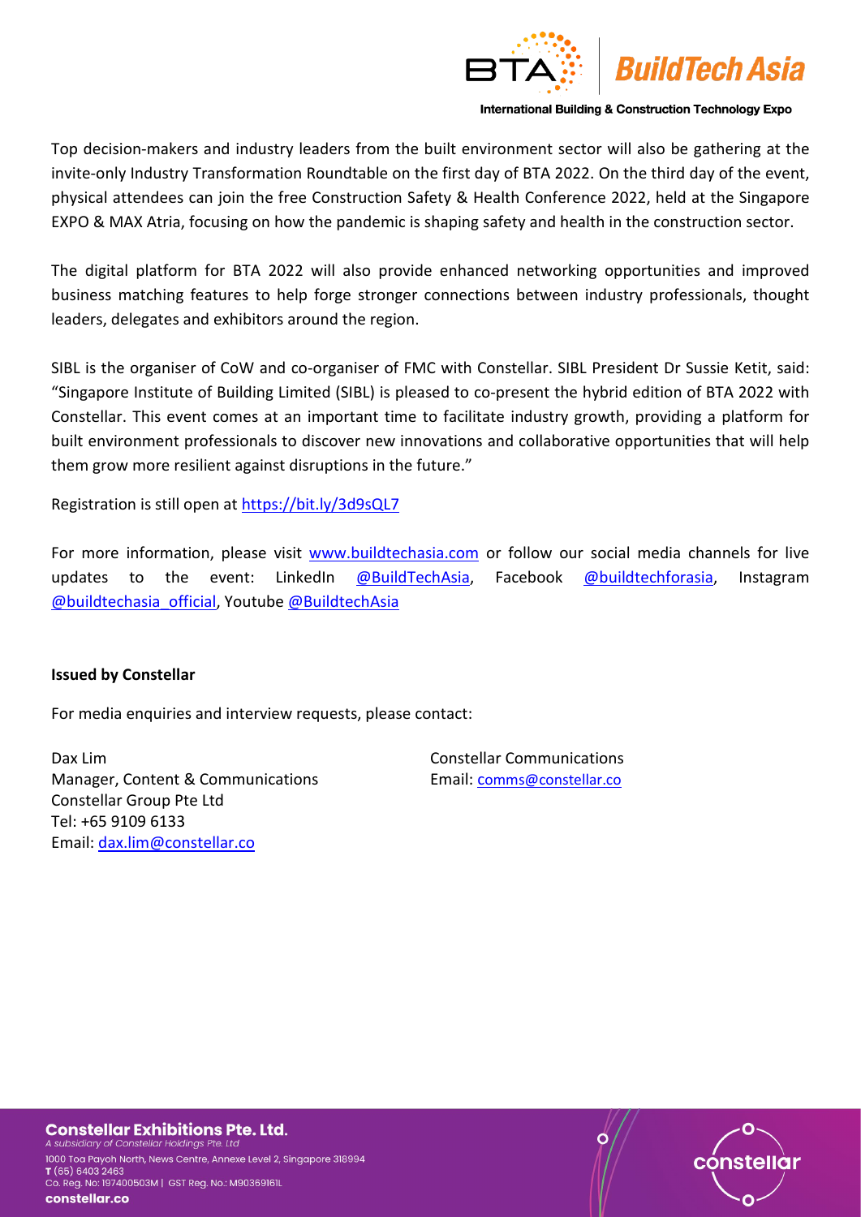Top decision-makers and industry leaders from the built environment sector will also be gathering at the invite-only Industry Transformation Roundtable on the first day of BTA 2022. On the third day of the event, physical attendees can join the free Construction Safety & Health Conference 2022, held at the Singapore EXPO & MAX Atria, focusing on how the pandemic is shaping safety and health in the construction sector.

The digital platform for BTA 2022 will also provide enhanced networking opportunities and improved business matching features to help forge stronger connections between industry professionals, thought leaders, delegates and exhibitors around the region.

SIBL is the organiser of CoW and co-organiser of FMC with Constellar. SIBL President Dr Sussie Ketit, said: "Singapore Institute of Building Limited (SIBL) is pleased to co-present the hybrid edition of BTA 2022 with Constellar. This event comes at an important time to facilitate industry growth, providing a platform for built environment professionals to discover new innovations and collaborative opportunities that will help them grow more resilient against disruptions in the future."

Registration is still open at https://bit.ly/3d9sQL7

For more information, please visit www.buildtechasia.com or follow our social media channels for live updates to the event: LinkedIn @BuildTechAsia, Facebook @buildtechforasia, Instagram @buildtechasia_official, Youtube @BuildtechAsia

**Issued by Constellar**

For media enquiries and interview requests, please contact:

Dax Lim
Manager, Content & Communications
Constellar Group Pte Ltd
Tel: +65 9109 6133
Email: dax.lim@constellar.co

Constellar Communications
Email: comms@constellar.co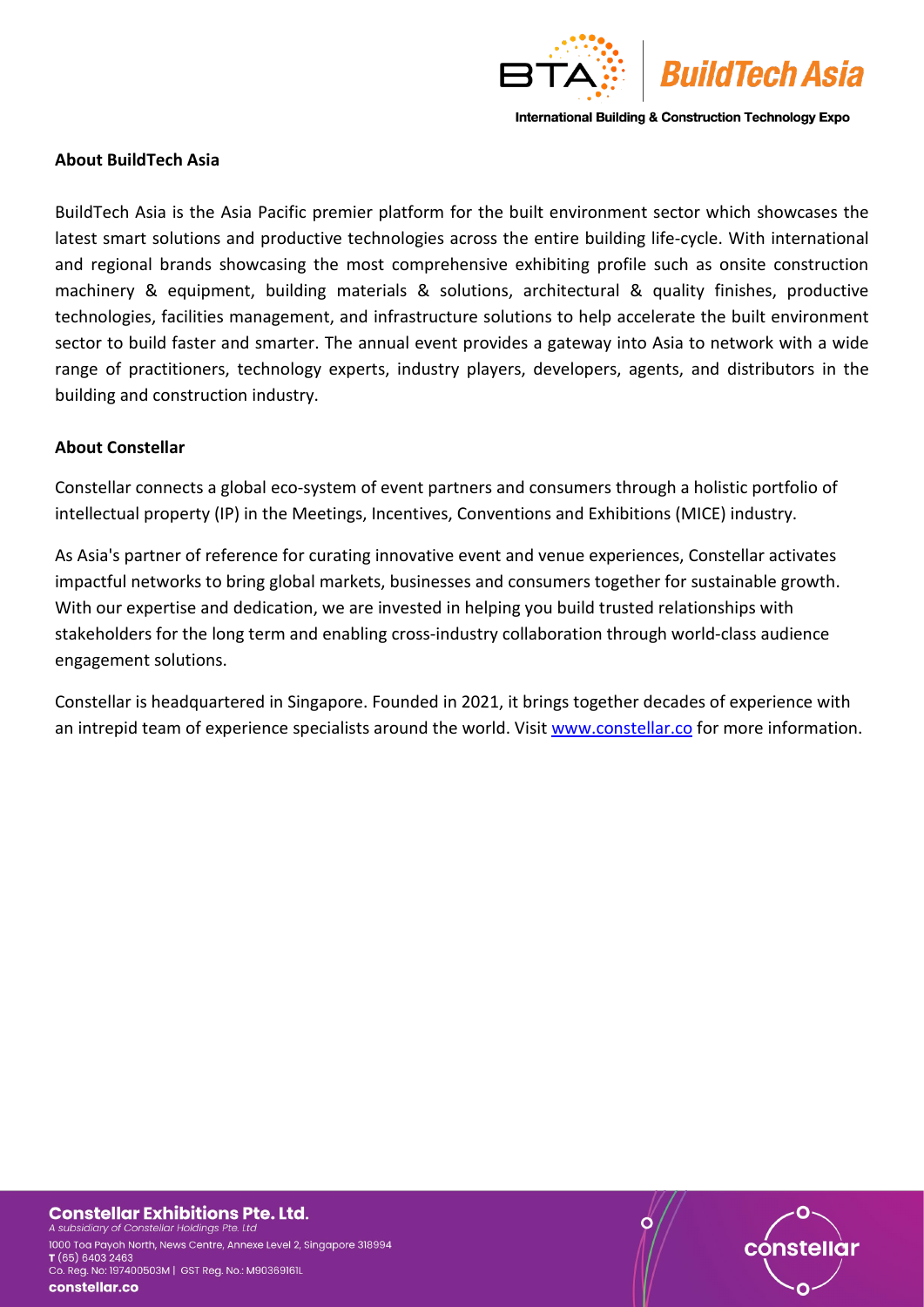## About BuildTech Asia

BuildTech Asia is the Asia Pacific premier platform for the built environment sector which showcases the latest smart solutions and productive technologies across the entire building life-cycle. With international and regional brands showcasing the most comprehensive exhibiting profile such as onsite construction machinery & equipment, building materials & solutions, architectural & quality finishes, productive technologies, facilities management, and infrastructure solutions to help accelerate the built environment sector to build faster and smarter. The annual event provides a gateway into Asia to network with a wide range of practitioners, technology experts, industry players, developers, agents, and distributors in the building and construction industry.

## About Constellar

Constellar connects a global eco-system of event partners and consumers through a holistic portfolio of intellectual property (IP) in the Meetings, Incentives, Conventions and Exhibitions (MICE) industry.

As Asia's partner of reference for curating innovative event and venue experiences, Constellar activates impactful networks to bring global markets, businesses and consumers together for sustainable growth. With our expertise and dedication, we are invested in helping you build trusted relationships with stakeholders for the long term and enabling cross-industry collaboration through world-class audience engagement solutions.

Constellar is headquartered in Singapore. Founded in 2021, it brings together decades of experience with an intrepid team of experience specialists around the world. Visit [www.constellar.co](http://www.constellar.co) for more information.